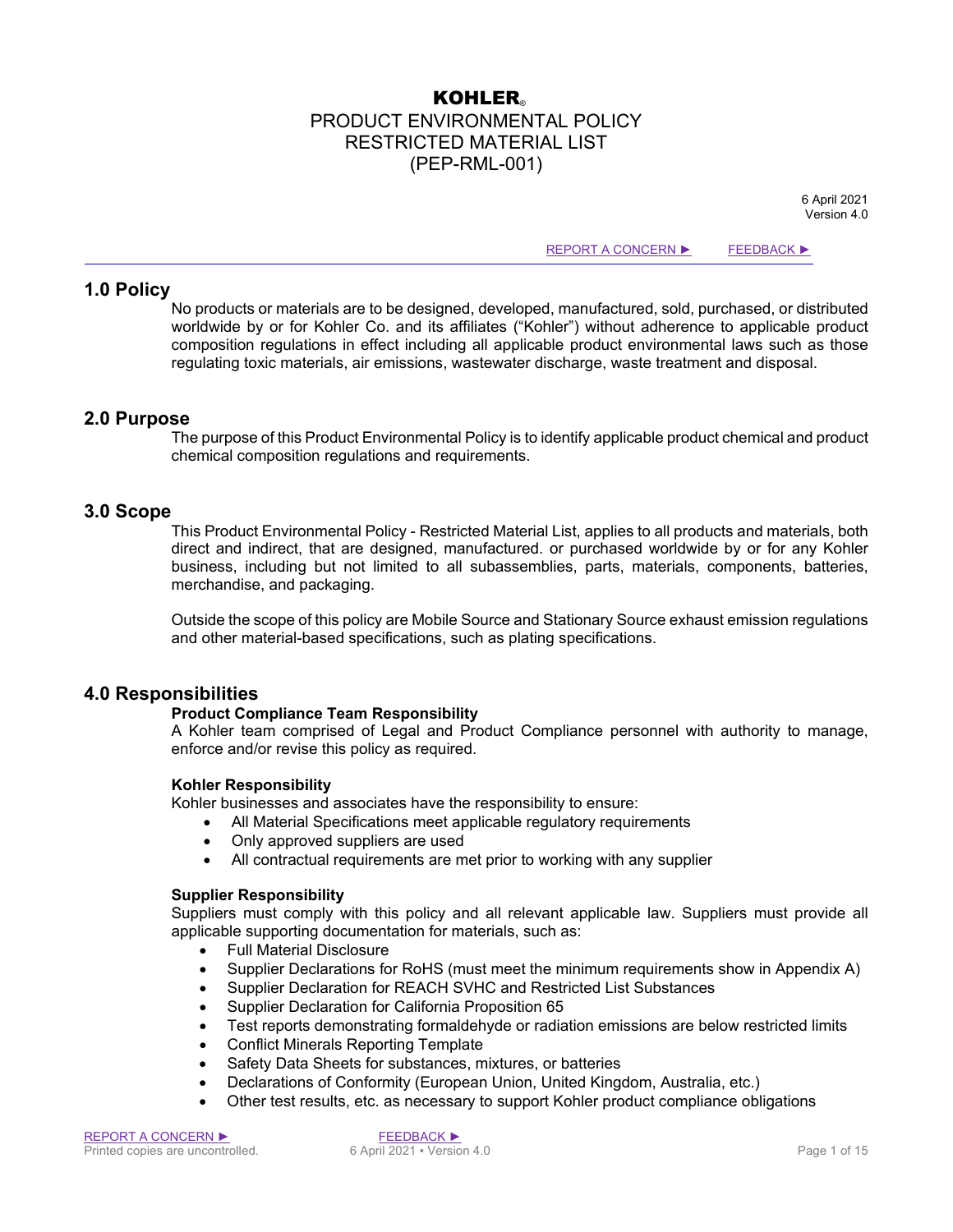# KOHLER®
# PRODUCT ENVIRONMENTAL POLICY
# RESTRICTED MATERIAL LIST
# (PEP-RML-001)

6 April 2021
Version 4.0

REPORT A CONCERN ► FEEDBACK ►

## 1.0 Policy

No products or materials are to be designed, developed, manufactured, sold, purchased, or distributed worldwide by or for Kohler Co. and its affiliates ("Kohler") without adherence to applicable product composition regulations in effect including all applicable product environmental laws such as those regulating toxic materials, air emissions, wastewater discharge, waste treatment and disposal.

## 2.0 Purpose

The purpose of this Product Environmental Policy is to identify applicable product chemical and product chemical composition regulations and requirements.

## 3.0 Scope

This Product Environmental Policy - Restricted Material List, applies to all products and materials, both direct and indirect, that are designed, manufactured. or purchased worldwide by or for any Kohler business, including but not limited to all subassemblies, parts, materials, components, batteries, merchandise, and packaging.

Outside the scope of this policy are Mobile Source and Stationary Source exhaust emission regulations and other material-based specifications, such as plating specifications.

## 4.0 Responsibilities

**Product Compliance Team Responsibility**

A Kohler team comprised of Legal and Product Compliance personnel with authority to manage, enforce and/or revise this policy as required.

**Kohler Responsibility**

Kohler businesses and associates have the responsibility to ensure:

- All Material Specifications meet applicable regulatory requirements
- Only approved suppliers are used
- All contractual requirements are met prior to working with any supplier

**Supplier Responsibility**

Suppliers must comply with this policy and all relevant applicable law. Suppliers must provide all applicable supporting documentation for materials, such as:

- Full Material Disclosure
- Supplier Declarations for RoHS (must meet the minimum requirements show in Appendix A)
- Supplier Declaration for REACH SVHC and Restricted List Substances
- Supplier Declaration for California Proposition 65
- Test reports demonstrating formaldehyde or radiation emissions are below restricted limits
- Conflict Minerals Reporting Template
- Safety Data Sheets for substances, mixtures, or batteries
- Declarations of Conformity (European Union, United Kingdom, Australia, etc.)
- Other test results, etc. as necessary to support Kohler product compliance obligations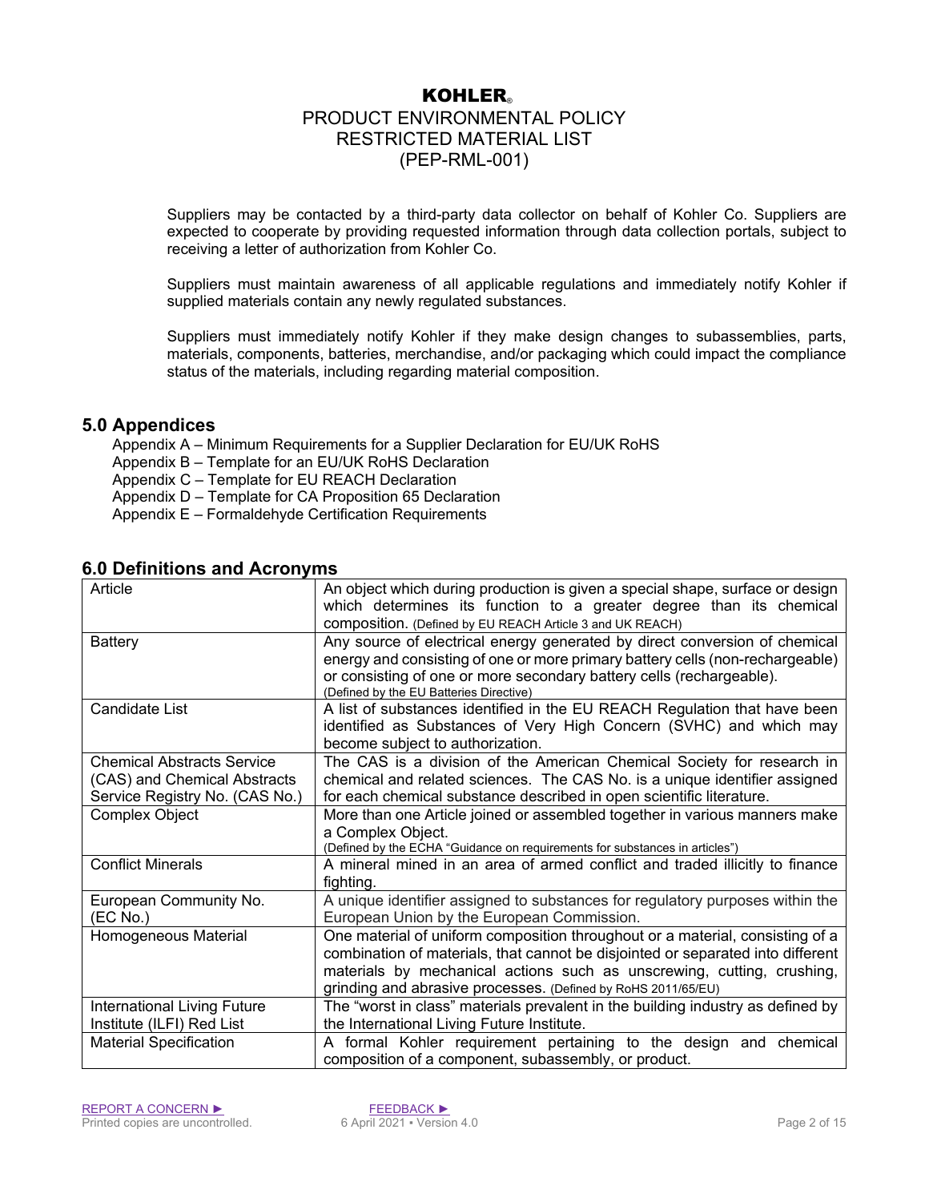Suppliers may be contacted by a third-party data collector on behalf of Kohler Co. Suppliers are expected to cooperate by providing requested information through data collection portals, subject to receiving a letter of authorization from Kohler Co.

Suppliers must maintain awareness of all applicable regulations and immediately notify Kohler if supplied materials contain any newly regulated substances.

Suppliers must immediately notify Kohler if they make design changes to subassemblies, parts, materials, components, batteries, merchandise, and/or packaging which could impact the compliance status of the materials, including regarding material composition.

## 5.0 Appendices

Appendix A – Minimum Requirements for a Supplier Declaration for EU/UK RoHS
Appendix B – Template for an EU/UK RoHS Declaration
Appendix C – Template for EU REACH Declaration
Appendix D – Template for CA Proposition 65 Declaration
Appendix E – Formaldehyde Certification Requirements

## 6.0 Definitions and Acronyms

| | |
|---|---|
| Article | An object which during production is given a special shape, surface or design which determines its function to a greater degree than its chemical composition. (Defined by EU REACH Article 3 and UK REACH) |
| Battery | Any source of electrical energy generated by direct conversion of chemical energy and consisting of one or more primary battery cells (non-rechargeable) or consisting of one or more secondary battery cells (rechargeable). (Defined by the EU Batteries Directive) |
| Candidate List | A list of substances identified in the EU REACH Regulation that have been identified as Substances of Very High Concern (SVHC) and which may become subject to authorization. |
| Chemical Abstracts Service (CAS) and Chemical Abstracts Service Registry No. (CAS No.) | The CAS is a division of the American Chemical Society for research in chemical and related sciences. The CAS No. is a unique identifier assigned for each chemical substance described in open scientific literature. |
| Complex Object | More than one Article joined or assembled together in various manners make a Complex Object. (Defined by the ECHA "Guidance on requirements for substances in articles") |
| Conflict Minerals | A mineral mined in an area of armed conflict and traded illicitly to finance fighting. |
| European Community No. (EC No.) | A unique identifier assigned to substances for regulatory purposes within the European Union by the European Commission. |
| Homogeneous Material | One material of uniform composition throughout or a material, consisting of a combination of materials, that cannot be disjointed or separated into different materials by mechanical actions such as unscrewing, cutting, crushing, grinding and abrasive processes. (Defined by RoHS 2011/65/EU) |
| International Living Future Institute (ILFI) Red List | The "worst in class" materials prevalent in the building industry as defined by the International Living Future Institute. |
| Material Specification | A formal Kohler requirement pertaining to the design and chemical composition of a component, subassembly, or product. |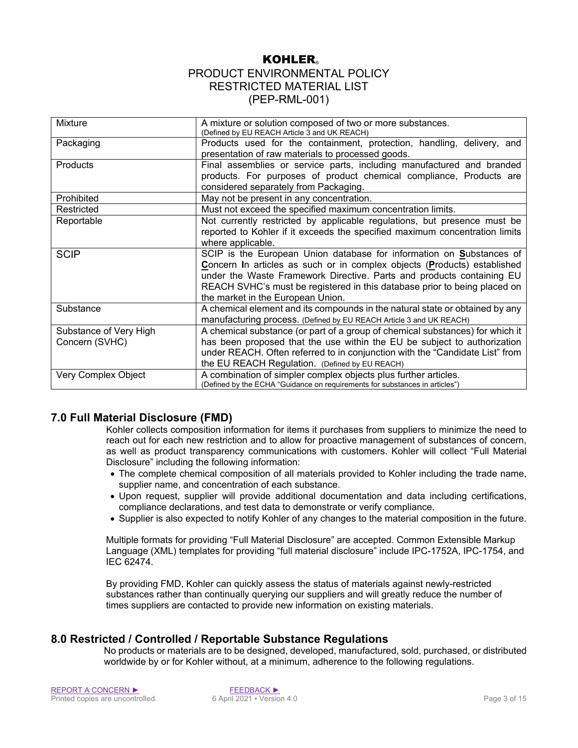| | |
|---|---|
| Mixture | A mixture or solution composed of two or more substances. (Defined by EU REACH Article 3 and UK REACH) |
| Packaging | Products used for the containment, protection, handling, delivery, and presentation of raw materials to processed goods. |
| Products | Final assemblies or service parts, including manufactured and branded products. For purposes of product chemical compliance, Products are considered separately from Packaging. |
| Prohibited | May not be present in any concentration. |
| Restricted | Must not exceed the specified maximum concentration limits. |
| Reportable | Not currently restricted by applicable regulations, but presence must be reported to Kohler if it exceeds the specified maximum concentration limits where applicable. |
| SCIP | SCIP is the European Union database for information on **S**ubstances of **C**oncern **I**n articles as such or in complex objects (**P**roducts) established under the Waste Framework Directive. Parts and products containing EU REACH SVHC's must be registered in this database prior to being placed on the market in the European Union. |
| Substance | A chemical element and its compounds in the natural state or obtained by any manufacturing process. (Defined by EU REACH Article 3 and UK REACH) |
| Substance of Very High Concern (SVHC) | A chemical substance (or part of a group of chemical substances) for which it has been proposed that the use within the EU be subject to authorization under REACH. Often referred to in conjunction with the "Candidate List" from the EU REACH Regulation. (Defined by EU REACH) |
| Very Complex Object | A combination of simpler complex objects plus further articles. (Defined by the ECHA "Guidance on requirements for substances in articles") |

## 7.0 Full Material Disclosure (FMD)

Kohler collects composition information for items it purchases from suppliers to minimize the need to reach out for each new restriction and to allow for proactive management of substances of concern, as well as product transparency communications with customers. Kohler will collect "Full Material Disclosure" including the following information:

- The complete chemical composition of all materials provided to Kohler including the trade name, supplier name, and concentration of each substance.
- Upon request, supplier will provide additional documentation and data including certifications, compliance declarations, and test data to demonstrate or verify compliance.
- Supplier is also expected to notify Kohler of any changes to the material composition in the future.

Multiple formats for providing "Full Material Disclosure" are accepted. Common Extensible Markup Language (XML) templates for providing "full material disclosure" include IPC-1752A, IPC-1754, and IEC 62474.

By providing FMD, Kohler can quickly assess the status of materials against newly-restricted substances rather than continually querying our suppliers and will greatly reduce the number of times suppliers are contacted to provide new information on existing materials.

## 8.0 Restricted / Controlled / Reportable Substance Regulations

No products or materials are to be designed, developed, manufactured, sold, purchased, or distributed worldwide by or for Kohler without, at a minimum, adherence to the following regulations.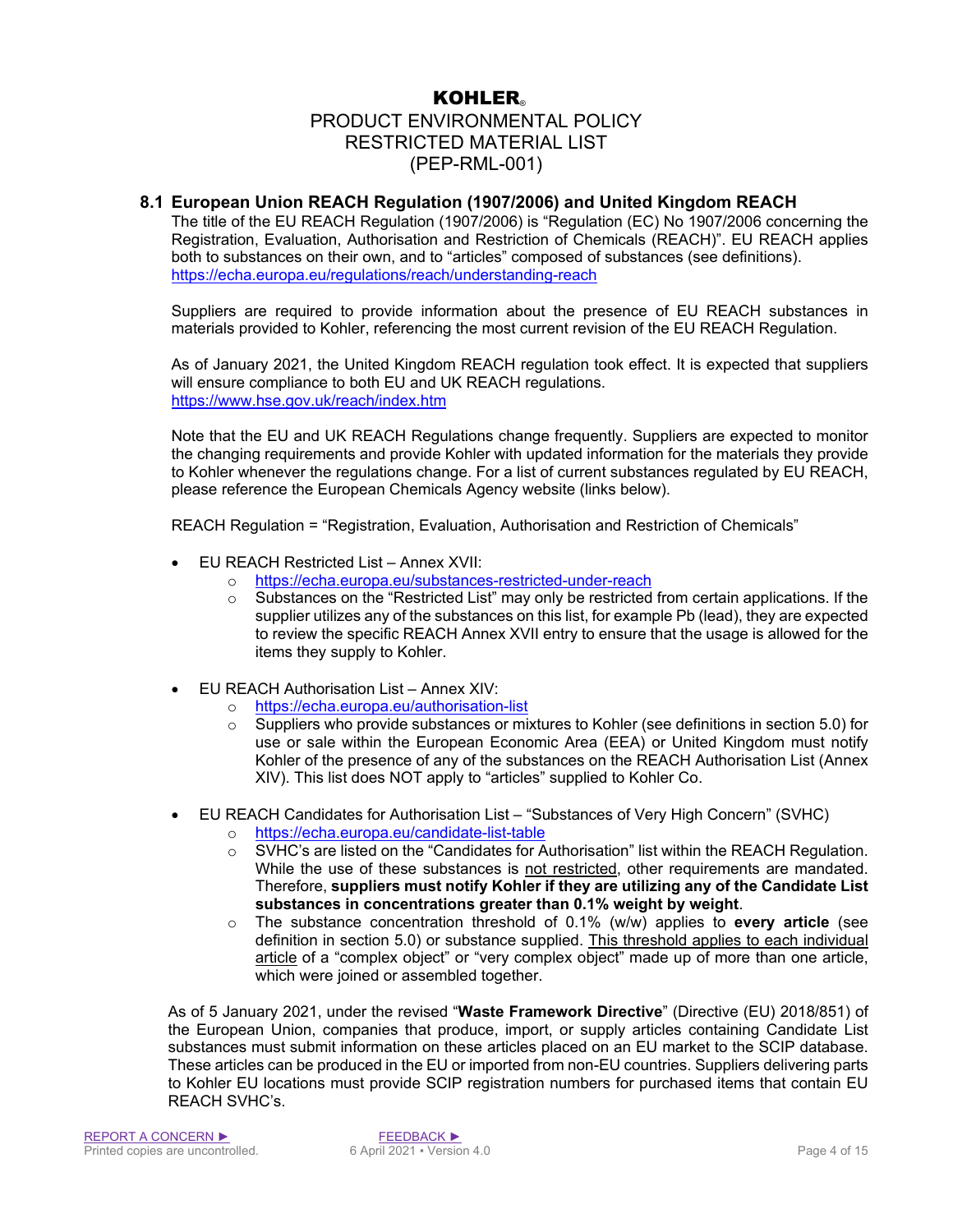## 8.1 European Union REACH Regulation (1907/2006) and United Kingdom REACH

The title of the EU REACH Regulation (1907/2006) is "Regulation (EC) No 1907/2006 concerning the Registration, Evaluation, Authorisation and Restriction of Chemicals (REACH)". EU REACH applies both to substances on their own, and to "articles" composed of substances (see definitions). https://echa.europa.eu/regulations/reach/understanding-reach

Suppliers are required to provide information about the presence of EU REACH substances in materials provided to Kohler, referencing the most current revision of the EU REACH Regulation.

As of January 2021, the United Kingdom REACH regulation took effect. It is expected that suppliers will ensure compliance to both EU and UK REACH regulations. https://www.hse.gov.uk/reach/index.htm

Note that the EU and UK REACH Regulations change frequently. Suppliers are expected to monitor the changing requirements and provide Kohler with updated information for the materials they provide to Kohler whenever the regulations change. For a list of current substances regulated by EU REACH, please reference the European Chemicals Agency website (links below).

REACH Regulation = "Registration, Evaluation, Authorisation and Restriction of Chemicals"

- EU REACH Restricted List – Annex XVII:
  - https://echa.europa.eu/substances-restricted-under-reach
  - Substances on the "Restricted List" may only be restricted from certain applications. If the supplier utilizes any of the substances on this list, for example Pb (lead), they are expected to review the specific REACH Annex XVII entry to ensure that the usage is allowed for the items they supply to Kohler.

- EU REACH Authorisation List – Annex XIV:
  - https://echa.europa.eu/authorisation-list
  - Suppliers who provide substances or mixtures to Kohler (see definitions in section 5.0) for use or sale within the European Economic Area (EEA) or United Kingdom must notify Kohler of the presence of any of the substances on the REACH Authorisation List (Annex XIV). This list does NOT apply to "articles" supplied to Kohler Co.

- EU REACH Candidates for Authorisation List – "Substances of Very High Concern" (SVHC)
  - https://echa.europa.eu/candidate-list-table
  - SVHC's are listed on the "Candidates for Authorisation" list within the REACH Regulation. While the use of these substances is not restricted, other requirements are mandated. Therefore, **suppliers must notify Kohler if they are utilizing any of the Candidate List substances in concentrations greater than 0.1% weight by weight**.
  - The substance concentration threshold of 0.1% (w/w) applies to **every article** (see definition in section 5.0) or substance supplied. This threshold applies to each individual article of a "complex object" or "very complex object" made up of more than one article, which were joined or assembled together.

As of 5 January 2021, under the revised "**Waste Framework Directive**" (Directive (EU) 2018/851) of the European Union, companies that produce, import, or supply articles containing Candidate List substances must submit information on these articles placed on an EU market to the SCIP database. These articles can be produced in the EU or imported from non-EU countries. Suppliers delivering parts to Kohler EU locations must provide SCIP registration numbers for purchased items that contain EU REACH SVHC's.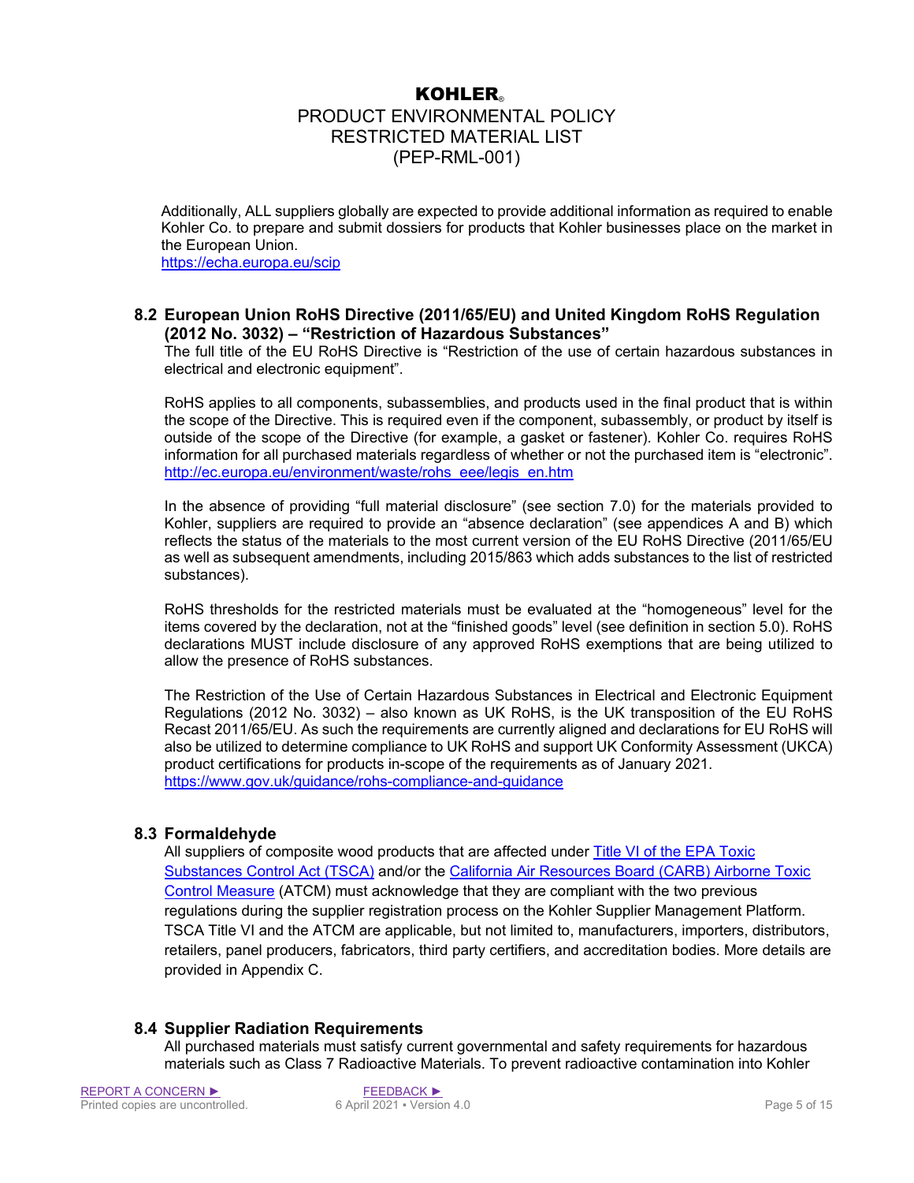Additionally, ALL suppliers globally are expected to provide additional information as required to enable Kohler Co. to prepare and submit dossiers for products that Kohler businesses place on the market in the European Union.
https://echa.europa.eu/scip

## 8.2 European Union RoHS Directive (2011/65/EU) and United Kingdom RoHS Regulation (2012 No. 3032) – "Restriction of Hazardous Substances"

The full title of the EU RoHS Directive is "Restriction of the use of certain hazardous substances in electrical and electronic equipment".

RoHS applies to all components, subassemblies, and products used in the final product that is within the scope of the Directive. This is required even if the component, subassembly, or product by itself is outside of the scope of the Directive (for example, a gasket or fastener). Kohler Co. requires RoHS information for all purchased materials regardless of whether or not the purchased item is "electronic".
http://ec.europa.eu/environment/waste/rohs_eee/legis_en.htm

In the absence of providing "full material disclosure" (see section 7.0) for the materials provided to Kohler, suppliers are required to provide an "absence declaration" (see appendices A and B) which reflects the status of the materials to the most current version of the EU RoHS Directive (2011/65/EU as well as subsequent amendments, including 2015/863 which adds substances to the list of restricted substances).

RoHS thresholds for the restricted materials must be evaluated at the "homogeneous" level for the items covered by the declaration, not at the "finished goods" level (see definition in section 5.0). RoHS declarations MUST include disclosure of any approved RoHS exemptions that are being utilized to allow the presence of RoHS substances.

The Restriction of the Use of Certain Hazardous Substances in Electrical and Electronic Equipment Regulations (2012 No. 3032) – also known as UK RoHS, is the UK transposition of the EU RoHS Recast 2011/65/EU. As such the requirements are currently aligned and declarations for EU RoHS will also be utilized to determine compliance to UK RoHS and support UK Conformity Assessment (UKCA) product certifications for products in-scope of the requirements as of January 2021.
https://www.gov.uk/guidance/rohs-compliance-and-guidance

## 8.3 Formaldehyde

All suppliers of composite wood products that are affected under Title VI of the EPA Toxic Substances Control Act (TSCA) and/or the California Air Resources Board (CARB) Airborne Toxic Control Measure (ATCM) must acknowledge that they are compliant with the two previous regulations during the supplier registration process on the Kohler Supplier Management Platform. TSCA Title VI and the ATCM are applicable, but not limited to, manufacturers, importers, distributors, retailers, panel producers, fabricators, third party certifiers, and accreditation bodies. More details are provided in Appendix C.

## 8.4 Supplier Radiation Requirements

All purchased materials must satisfy current governmental and safety requirements for hazardous materials such as Class 7 Radioactive Materials. To prevent radioactive contamination into Kohler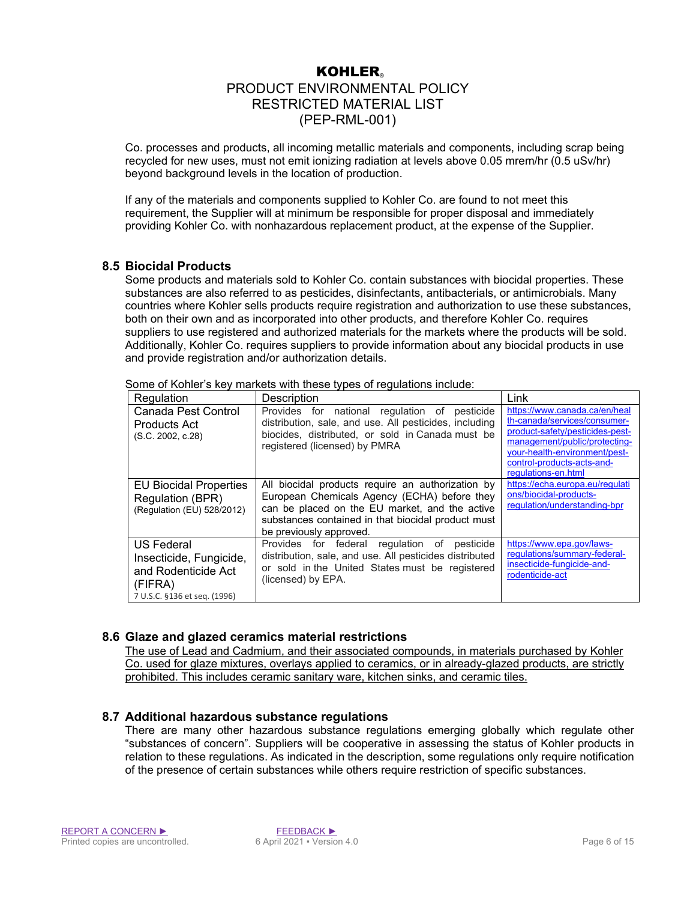Co. processes and products, all incoming metallic materials and components, including scrap being recycled for new uses, must not emit ionizing radiation at levels above 0.05 mrem/hr (0.5 uSv/hr) beyond background levels in the location of production.

If any of the materials and components supplied to Kohler Co. are found to not meet this requirement, the Supplier will at minimum be responsible for proper disposal and immediately providing Kohler Co. with nonhazardous replacement product, at the expense of the Supplier.

## 8.5 Biocidal Products

Some products and materials sold to Kohler Co. contain substances with biocidal properties. These substances are also referred to as pesticides, disinfectants, antibacterials, or antimicrobials. Many countries where Kohler sells products require registration and authorization to use these substances, both on their own and as incorporated into other products, and therefore Kohler Co. requires suppliers to use registered and authorized materials for the markets where the products will be sold. Additionally, Kohler Co. requires suppliers to provide information about any biocidal products in use and provide registration and/or authorization details.

Some of Kohler's key markets with these types of regulations include:

| Regulation | Description | Link |
|---|---|---|
| Canada Pest Control Products Act (S.C. 2002, c.28) | Provides for national regulation of pesticide distribution, sale, and use. All pesticides, including biocides, distributed, or sold in Canada must be registered (licensed) by PMRA | https://www.canada.ca/en/health-canada/services/consumer-product-safety/pesticides-pest-management/public/protecting-your-health-environment/pest-control-products-acts-and-regulations-en.html |
| EU Biocidal Properties Regulation (BPR) (Regulation (EU) 528/2012) | All biocidal products require an authorization by European Chemicals Agency (ECHA) before they can be placed on the EU market, and the active substances contained in that biocidal product must be previously approved. | https://echa.europa.eu/regulations/biocidal-products-regulation/understanding-bpr |
| US Federal Insecticide, Fungicide, and Rodenticide Act (FIFRA) 7 U.S.C. §136 et seq. (1996) | Provides for federal regulation of pesticide distribution, sale, and use. All pesticides distributed or sold in the United States must be registered (licensed) by EPA. | https://www.epa.gov/laws-regulations/summary-federal-insecticide-fungicide-and-rodenticide-act |

## 8.6 Glaze and glazed ceramics material restrictions

The use of Lead and Cadmium, and their associated compounds, in materials purchased by Kohler Co. used for glaze mixtures, overlays applied to ceramics, or in already-glazed products, are strictly prohibited. This includes ceramic sanitary ware, kitchen sinks, and ceramic tiles.

## 8.7 Additional hazardous substance regulations

There are many other hazardous substance regulations emerging globally which regulate other "substances of concern". Suppliers will be cooperative in assessing the status of Kohler products in relation to these regulations. As indicated in the description, some regulations only require notification of the presence of certain substances while others require restriction of specific substances.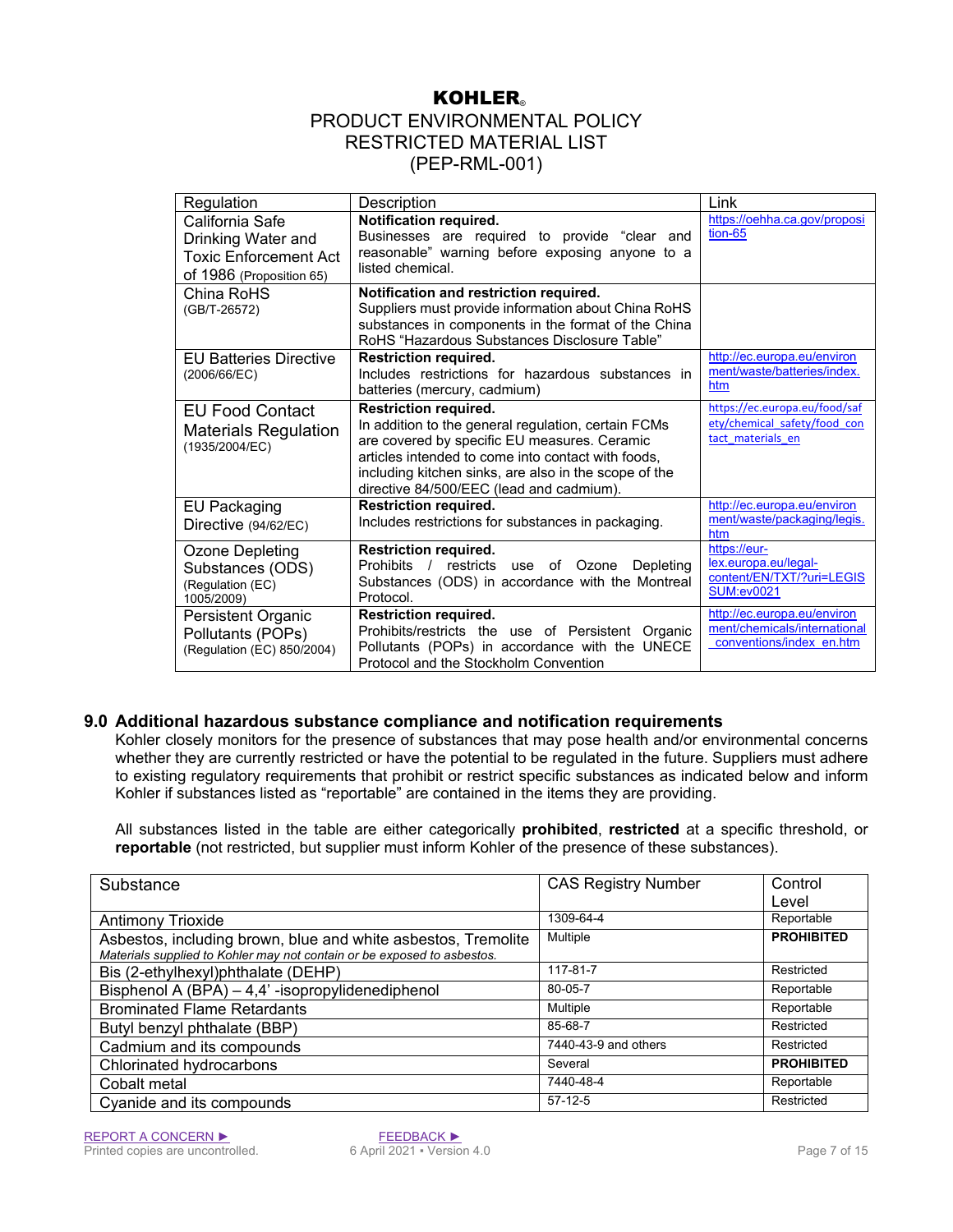**KOHLER®**
PRODUCT ENVIRONMENTAL POLICY
RESTRICTED MATERIAL LIST
(PEP-RML-001)

| Regulation | Description | Link |
|---|---|---|
| California Safe Drinking Water and Toxic Enforcement Act of 1986 (Proposition 65) | **Notification required.** Businesses are required to provide “clear and reasonable” warning before exposing anyone to a listed chemical. | https://oehha.ca.gov/proposition-65 |
| China RoHS (GB/T-26572) | **Notification and restriction required.** Suppliers must provide information about China RoHS substances in components in the format of the China RoHS “Hazardous Substances Disclosure Table” | |
| EU Batteries Directive (2006/66/EC) | **Restriction required.** Includes restrictions for hazardous substances in batteries (mercury, cadmium) | http://ec.europa.eu/environment/waste/batteries/index.htm |
| EU Food Contact Materials Regulation (1935/2004/EC) | **Restriction required.** In addition to the general regulation, certain FCMs are covered by specific EU measures. Ceramic articles intended to come into contact with foods, including kitchen sinks, are also in the scope of the directive 84/500/EEC (lead and cadmium). | https://ec.europa.eu/food/safety/chemical_safety/food_contact_materials_en |
| EU Packaging Directive (94/62/EC) | **Restriction required.** Includes restrictions for substances in packaging. | http://ec.europa.eu/environment/waste/packaging/legis.htm |
| Ozone Depleting Substances (ODS) (Regulation (EC) 1005/2009) | **Restriction required.** Prohibits / restricts use of Ozone Depleting Substances (ODS) in accordance with the Montreal Protocol. | https://eur-lex.europa.eu/legal-content/EN/TXT/?uri=LEGISSUM:ev0021 |
| Persistent Organic Pollutants (POPs) (Regulation (EC) 850/2004) | **Restriction required.** Prohibits/restricts the use of Persistent Organic Pollutants (POPs) in accordance with the UNECE Protocol and the Stockholm Convention | http://ec.europa.eu/environment/chemicals/international_conventions/index_en.htm |

## 9.0 Additional hazardous substance compliance and notification requirements

Kohler closely monitors for the presence of substances that may pose health and/or environmental concerns whether they are currently restricted or have the potential to be regulated in the future. Suppliers must adhere to existing regulatory requirements that prohibit or restrict specific substances as indicated below and inform Kohler if substances listed as “reportable” are contained in the items they are providing.

All substances listed in the table are either categorically **prohibited**, **restricted** at a specific threshold, or **reportable** (not restricted, but supplier must inform Kohler of the presence of these substances).

| Substance | CAS Registry Number | Control Level |
|---|---|---|
| Antimony Trioxide | 1309-64-4 | Reportable |
| Asbestos, including brown, blue and white asbestos, Tremolite *Materials supplied to Kohler may not contain or be exposed to asbestos.* | Multiple | **PROHIBITED** |
| Bis (2-ethylhexyl)phthalate (DEHP) | 117-81-7 | Restricted |
| Bisphenol A (BPA) – 4,4’ -isopropylidenediphenol | 80-05-7 | Reportable |
| Brominated Flame Retardants | Multiple | Reportable |
| Butyl benzyl phthalate (BBP) | 85-68-7 | Restricted |
| Cadmium and its compounds | 7440-43-9 and others | Restricted |
| Chlorinated hydrocarbons | Several | **PROHIBITED** |
| Cobalt metal | 7440-48-4 | Reportable |
| Cyanide and its compounds | 57-12-5 | Restricted |

REPORT A CONCERN ► FEEDBACK ►
Printed copies are uncontrolled. 6 April 2021 • Version 4.0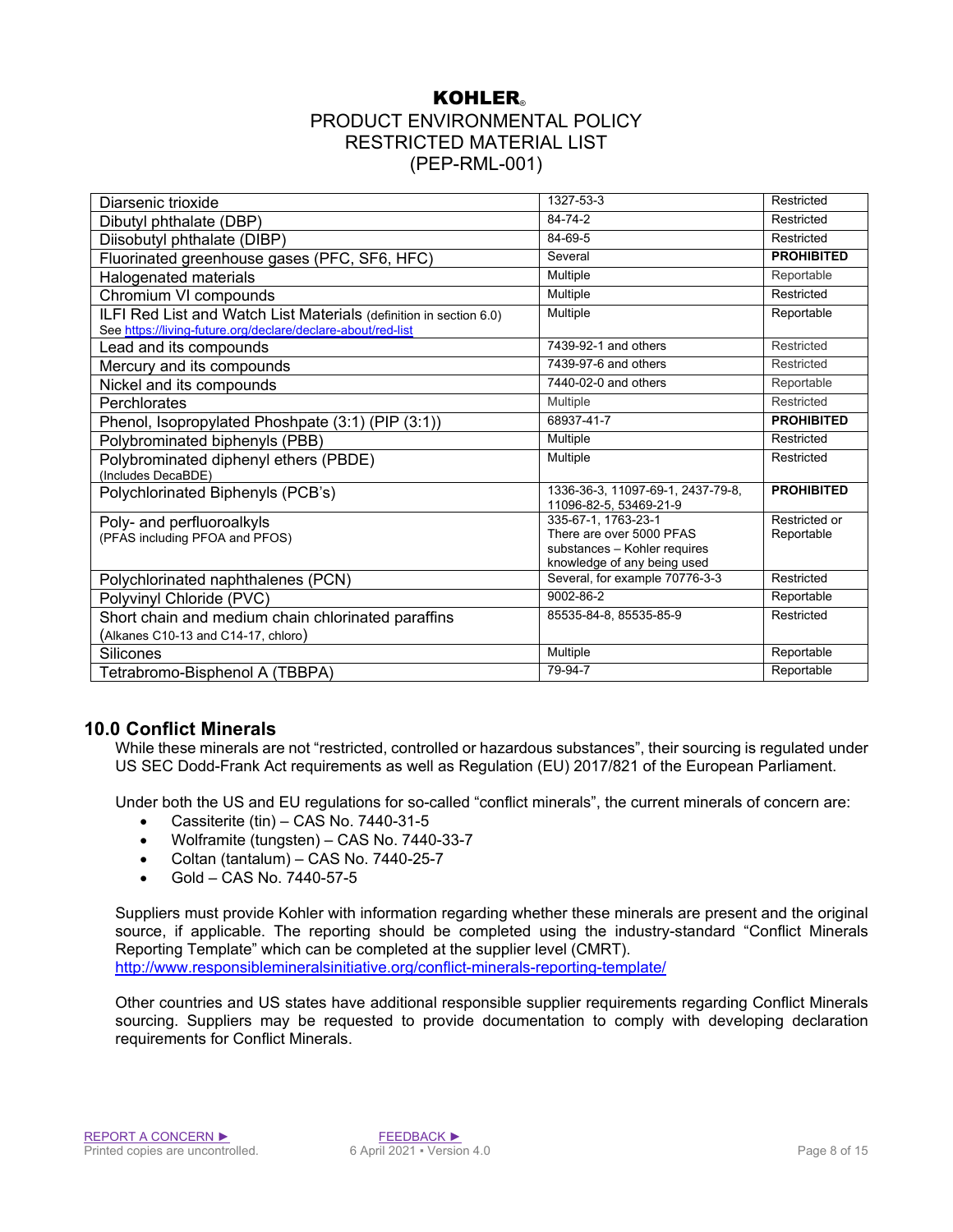| | | |
|---|---|---|
| Diarsenic trioxide | 1327-53-3 | Restricted |
| Dibutyl phthalate (DBP) | 84-74-2 | Restricted |
| Diisobutyl phthalate (DIBP) | 84-69-5 | Restricted |
| Fluorinated greenhouse gases (PFC, SF6, HFC) | Several | **PROHIBITED** |
| Halogenated materials | Multiple | Reportable |
| Chromium VI compounds | Multiple | Restricted |
| ILFI Red List and Watch List Materials (definition in section 6.0) See https://living-future.org/declare/declare-about/red-list | Multiple | Reportable |
| Lead and its compounds | 7439-92-1 and others | Restricted |
| Mercury and its compounds | 7439-97-6 and others | Restricted |
| Nickel and its compounds | 7440-02-0 and others | Reportable |
| Perchlorates | Multiple | Restricted |
| Phenol, Isopropylated Phoshpate (3:1) (PIP (3:1)) | 68937-41-7 | **PROHIBITED** |
| Polybrominated biphenyls (PBB) | Multiple | Restricted |
| Polybrominated diphenyl ethers (PBDE) (Includes DecaBDE) | Multiple | Restricted |
| Polychlorinated Biphenyls (PCB's) | 1336-36-3, 11097-69-1, 2437-79-8, 11096-82-5, 53469-21-9 | **PROHIBITED** |
| Poly- and perfluoroalkyls (PFAS including PFOA and PFOS) | 335-67-1, 1763-23-1 There are over 5000 PFAS substances – Kohler requires knowledge of any being used | Restricted or Reportable |
| Polychlorinated naphthalenes (PCN) | Several, for example 70776-3-3 | Restricted |
| Polyvinyl Chloride (PVC) | 9002-86-2 | Reportable |
| Short chain and medium chain chlorinated paraffins (Alkanes C10-13 and C14-17, chloro) | 85535-84-8, 85535-85-9 | Restricted |
| Silicones | Multiple | Reportable |
| Tetrabromo-Bisphenol A (TBBPA) | 79-94-7 | Reportable |

## 10.0 Conflict Minerals

While these minerals are not "restricted, controlled or hazardous substances", their sourcing is regulated under US SEC Dodd-Frank Act requirements as well as Regulation (EU) 2017/821 of the European Parliament.

Under both the US and EU regulations for so-called "conflict minerals", the current minerals of concern are:

- Cassiterite (tin) – CAS No. 7440-31-5
- Wolframite (tungsten) – CAS No. 7440-33-7
- Coltan (tantalum) – CAS No. 7440-25-7
- Gold – CAS No. 7440-57-5

Suppliers must provide Kohler with information regarding whether these minerals are present and the original source, if applicable. The reporting should be completed using the industry-standard "Conflict Minerals Reporting Template" which can be completed at the supplier level (CMRT). http://www.responsiblemineralsinitiative.org/conflict-minerals-reporting-template/

Other countries and US states have additional responsible supplier requirements regarding Conflict Minerals sourcing. Suppliers may be requested to provide documentation to comply with developing declaration requirements for Conflict Minerals.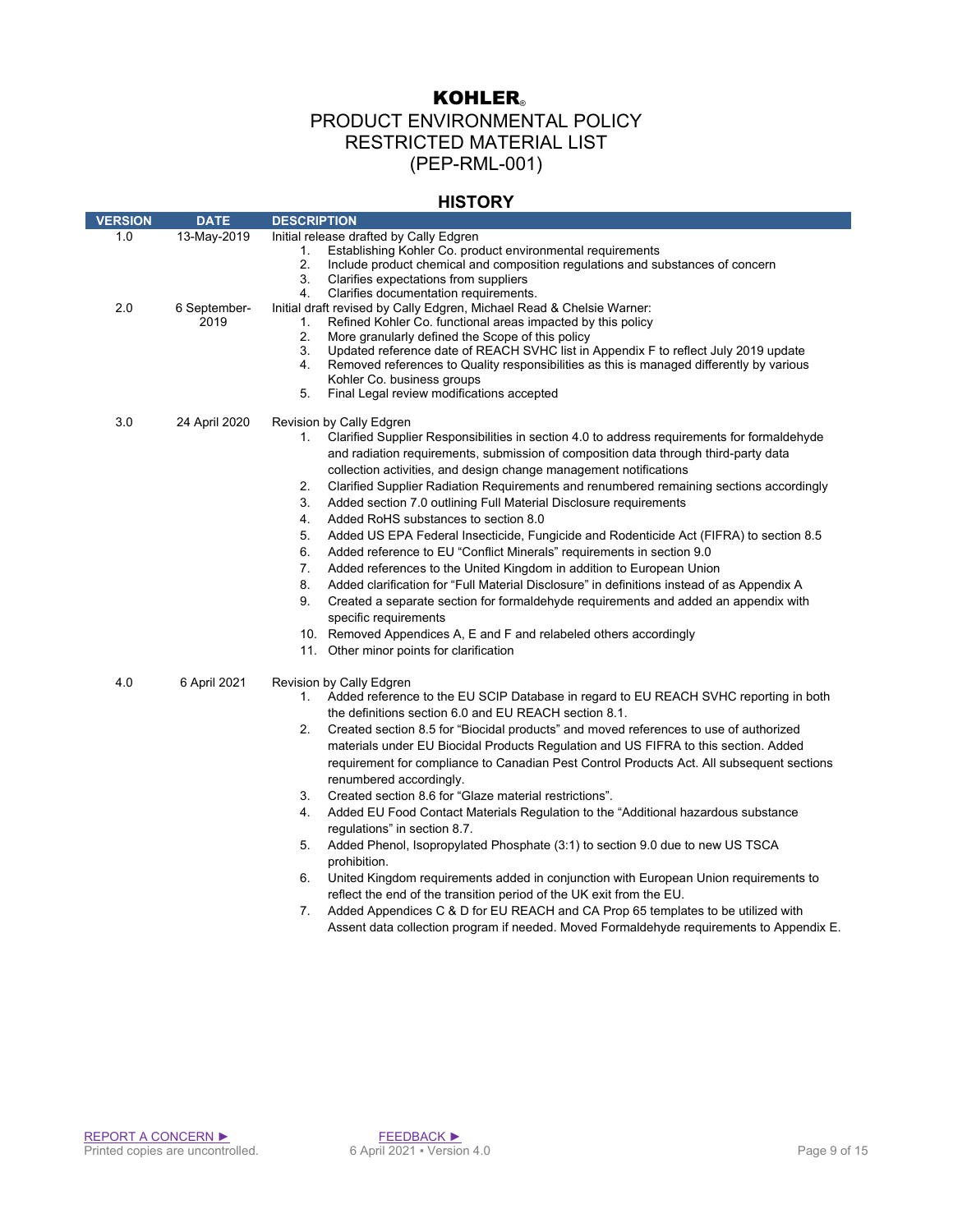# KOHLER®

## PRODUCT ENVIRONMENTAL POLICY
## RESTRICTED MATERIAL LIST
## (PEP-RML-001)

### HISTORY

| VERSION | DATE | DESCRIPTION |
|---|---|---|
| 1.0 | 13-May-2019 | Initial release drafted by Cally Edgren<br>1. Establishing Kohler Co. product environmental requirements<br>2. Include product chemical and composition regulations and substances of concern<br>3. Clarifies expectations from suppliers<br>4. Clarifies documentation requirements. |
| 2.0 | 6 September-2019 | Initial draft revised by Cally Edgren, Michael Read & Chelsie Warner:<br>1. Refined Kohler Co. functional areas impacted by this policy<br>2. More granularly defined the Scope of this policy<br>3. Updated reference date of REACH SVHC list in Appendix F to reflect July 2019 update<br>4. Removed references to Quality responsibilities as this is managed differently by various Kohler Co. business groups<br>5. Final Legal review modifications accepted |
| 3.0 | 24 April 2020 | Revision by Cally Edgren<br>1. Clarified Supplier Responsibilities in section 4.0 to address requirements for formaldehyde and radiation requirements, submission of composition data through third-party data collection activities, and design change management notifications<br>2. Clarified Supplier Radiation Requirements and renumbered remaining sections accordingly<br>3. Added section 7.0 outlining Full Material Disclosure requirements<br>4. Added RoHS substances to section 8.0<br>5. Added US EPA Federal Insecticide, Fungicide and Rodenticide Act (FIFRA) to section 8.5<br>6. Added reference to EU "Conflict Minerals" requirements in section 9.0<br>7. Added references to the United Kingdom in addition to European Union<br>8. Added clarification for "Full Material Disclosure" in definitions instead of as Appendix A<br>9. Created a separate section for formaldehyde requirements and added an appendix with specific requirements<br>10. Removed Appendices A, E and F and relabeled others accordingly<br>11. Other minor points for clarification |
| 4.0 | 6 April 2021 | Revision by Cally Edgren<br>1. Added reference to the EU SCIP Database in regard to EU REACH SVHC reporting in both the definitions section 6.0 and EU REACH section 8.1.<br>2. Created section 8.5 for "Biocidal products" and moved references to use of authorized materials under EU Biocidal Products Regulation and US FIFRA to this section. Added requirement for compliance to Canadian Pest Control Products Act. All subsequent sections renumbered accordingly.<br>3. Created section 8.6 for "Glaze material restrictions".<br>4. Added EU Food Contact Materials Regulation to the "Additional hazardous substance regulations" in section 8.7.<br>5. Added Phenol, Isopropylated Phosphate (3:1) to section 9.0 due to new US TSCA prohibition.<br>6. United Kingdom requirements added in conjunction with European Union requirements to reflect the end of the transition period of the UK exit from the EU.<br>7. Added Appendices C & D for EU REACH and CA Prop 65 templates to be utilized with Assent data collection program if needed. Moved Formaldehyde requirements to Appendix E. |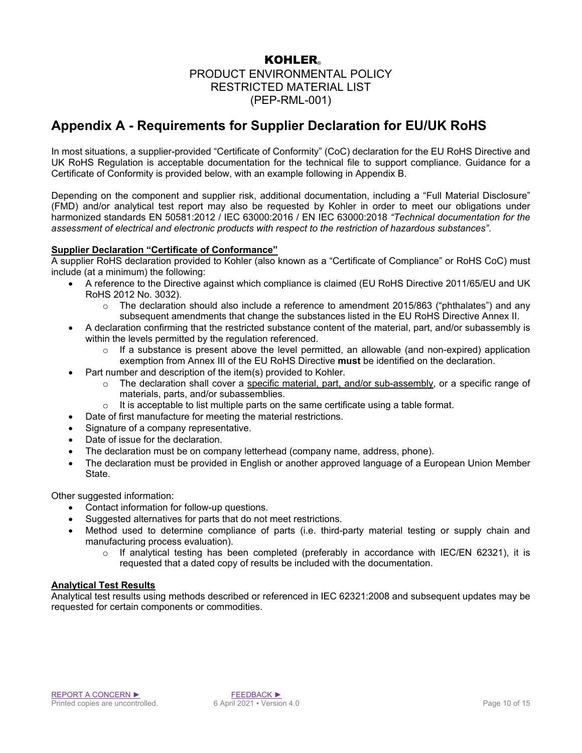# Appendix A - Requirements for Supplier Declaration for EU/UK RoHS

In most situations, a supplier-provided "Certificate of Conformity" (CoC) declaration for the EU RoHS Directive and UK RoHS Regulation is acceptable documentation for the technical file to support compliance. Guidance for a Certificate of Conformity is provided below, with an example following in Appendix B.

Depending on the component and supplier risk, additional documentation, including a "Full Material Disclosure" (FMD) and/or analytical test report may also be requested by Kohler in order to meet our obligations under harmonized standards EN 50581:2012 / IEC 63000:2016 / EN IEC 63000:2018 *"Technical documentation for the assessment of electrical and electronic products with respect to the restriction of hazardous substances"*.

**Supplier Declaration "Certificate of Conformance"**

A supplier RoHS declaration provided to Kohler (also known as a "Certificate of Compliance" or RoHS CoC) must include (at a minimum) the following:

- A reference to the Directive against which compliance is claimed (EU RoHS Directive 2011/65/EU and UK RoHS 2012 No. 3032).
  - The declaration should also include a reference to amendment 2015/863 ("phthalates") and any subsequent amendments that change the substances listed in the EU RoHS Directive Annex II.
- A declaration confirming that the restricted substance content of the material, part, and/or subassembly is within the levels permitted by the regulation referenced.
  - If a substance is present above the level permitted, an allowable (and non-expired) application exemption from Annex III of the EU RoHS Directive **must** be identified on the declaration.
- Part number and description of the item(s) provided to Kohler.
  - The declaration shall cover a specific material, part, and/or sub-assembly, or a specific range of materials, parts, and/or subassemblies.
  - It is acceptable to list multiple parts on the same certificate using a table format.
- Date of first manufacture for meeting the material restrictions.
- Signature of a company representative.
- Date of issue for the declaration.
- The declaration must be on company letterhead (company name, address, phone).
- The declaration must be provided in English or another approved language of a European Union Member State.

Other suggested information:

- Contact information for follow-up questions.
- Suggested alternatives for parts that do not meet restrictions.
- Method used to determine compliance of parts (i.e. third-party material testing or supply chain and manufacturing process evaluation).
  - If analytical testing has been completed (preferably in accordance with IEC/EN 62321), it is requested that a dated copy of results be included with the documentation.

**Analytical Test Results**

Analytical test results using methods described or referenced in IEC 62321:2008 and subsequent updates may be requested for certain components or commodities.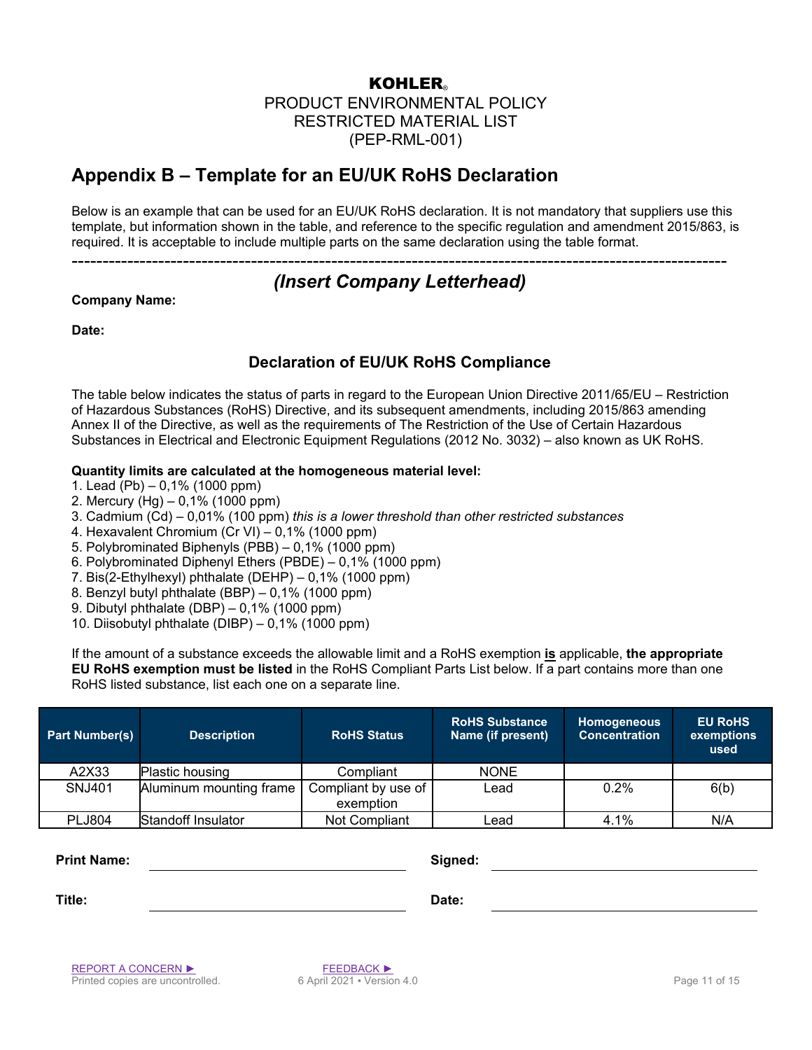**KOHLER®**
PRODUCT ENVIRONMENTAL POLICY
RESTRICTED MATERIAL LIST
(PEP-RML-001)

## Appendix B – Template for an EU/UK RoHS Declaration

Below is an example that can be used for an EU/UK RoHS declaration. It is not mandatory that suppliers use this template, but information shown in the table, and reference to the specific regulation and amendment 2015/863, is required. It is acceptable to include multiple parts on the same declaration using the table format.

---

### *(Insert Company Letterhead)*

**Company Name:**

**Date:**

### Declaration of EU/UK RoHS Compliance

The table below indicates the status of parts in regard to the European Union Directive 2011/65/EU – Restriction of Hazardous Substances (RoHS) Directive, and its subsequent amendments, including 2015/863 amending Annex II of the Directive, as well as the requirements of The Restriction of the Use of Certain Hazardous Substances in Electrical and Electronic Equipment Regulations (2012 No. 3032) – also known as UK RoHS.

**Quantity limits are calculated at the homogeneous material level:**

1. Lead (Pb) – 0,1% (1000 ppm)
2. Mercury (Hg) – 0,1% (1000 ppm)
3. Cadmium (Cd) – 0,01% (100 ppm) *this is a lower threshold than other restricted substances*
4. Hexavalent Chromium (Cr VI) – 0,1% (1000 ppm)
5. Polybrominated Biphenyls (PBB) – 0,1% (1000 ppm)
6. Polybrominated Diphenyl Ethers (PBDE) – 0,1% (1000 ppm)
7. Bis(2-Ethylhexyl) phthalate (DEHP) – 0,1% (1000 ppm)
8. Benzyl butyl phthalate (BBP) – 0,1% (1000 ppm)
9. Dibutyl phthalate (DBP) – 0,1% (1000 ppm)
10. Diisobutyl phthalate (DIBP) – 0,1% (1000 ppm)

If the amount of a substance exceeds the allowable limit and a RoHS exemption **is** applicable, **the appropriate EU RoHS exemption must be listed** in the RoHS Compliant Parts List below. If a part contains more than one RoHS listed substance, list each one on a separate line.

| Part Number(s) | Description | RoHS Status | RoHS Substance Name (if present) | Homogeneous Concentration | EU RoHS exemptions used |
|---|---|---|---|---|---|
| A2X33 | Plastic housing | Compliant | NONE | | |
| SNJ401 | Aluminum mounting frame | Compliant by use of exemption | Lead | 0.2% | 6(b) |
| PLJ804 | Standoff Insulator | Not Compliant | Lead | 4.1% | N/A |

**Print Name:** ______________________ **Signed:** ______________________

**Title:** ______________________ **Date:** ______________________

REPORT A CONCERN ► FEEDBACK ►
Printed copies are uncontrolled. 6 April 2021 • Version 4.0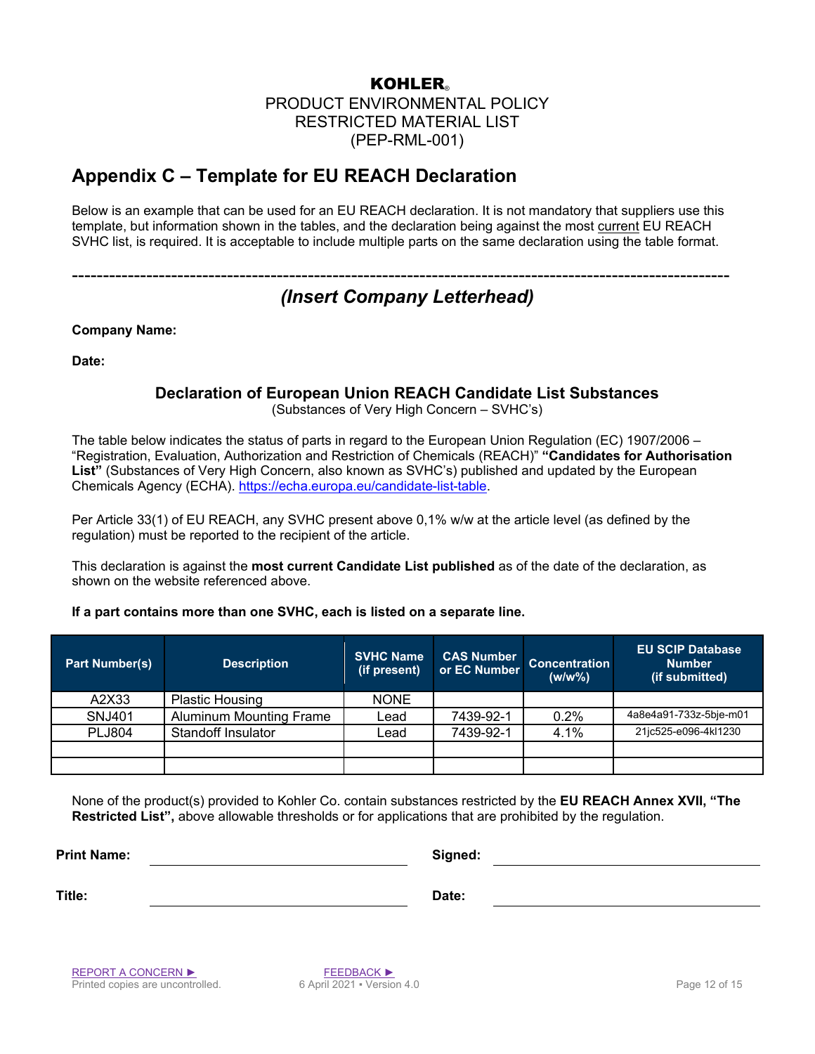**KOHLER**®
PRODUCT ENVIRONMENTAL POLICY
RESTRICTED MATERIAL LIST
(PEP-RML-001)

## Appendix C – Template for EU REACH Declaration

Below is an example that can be used for an EU REACH declaration. It is not mandatory that suppliers use this template, but information shown in the tables, and the declaration being against the most current EU REACH SVHC list, is required. It is acceptable to include multiple parts on the same declaration using the table format.

---

### *(Insert Company Letterhead)*

**Company Name:**

**Date:**

### Declaration of European Union REACH Candidate List Substances

(Substances of Very High Concern – SVHC's)

The table below indicates the status of parts in regard to the European Union Regulation (EC) 1907/2006 – "Registration, Evaluation, Authorization and Restriction of Chemicals (REACH)" **"Candidates for Authorisation List"** (Substances of Very High Concern, also known as SVHC's) published and updated by the European Chemicals Agency (ECHA). https://echa.europa.eu/candidate-list-table.

Per Article 33(1) of EU REACH, any SVHC present above 0,1% w/w at the article level (as defined by the regulation) must be reported to the recipient of the article.

This declaration is against the **most current Candidate List published** as of the date of the declaration, as shown on the website referenced above.

**If a part contains more than one SVHC, each is listed on a separate line.**

| Part Number(s) | Description | SVHC Name (if present) | CAS Number or EC Number | Concentration (w/w%) | EU SCIP Database Number (if submitted) |
|---|---|---|---|---|---|
| A2X33 | Plastic Housing | NONE | | | |
| SNJ401 | Aluminum Mounting Frame | Lead | 7439-92-1 | 0.2% | 4a8e4a91-733z-5bje-m01 |
| PLJ804 | Standoff Insulator | Lead | 7439-92-1 | 4.1% | 21jc525-e096-4kl1230 |
| | | | | | |
| | | | | | |

None of the product(s) provided to Kohler Co. contain substances restricted by the **EU REACH Annex XVII, "The Restricted List",** above allowable thresholds or for applications that are prohibited by the regulation.

**Print Name:** ______________________ **Signed:** ______________________

**Title:** ______________________ **Date:** ______________________

REPORT A CONCERN ► FEEDBACK ►
Printed copies are uncontrolled. 6 April 2021 • Version 4.0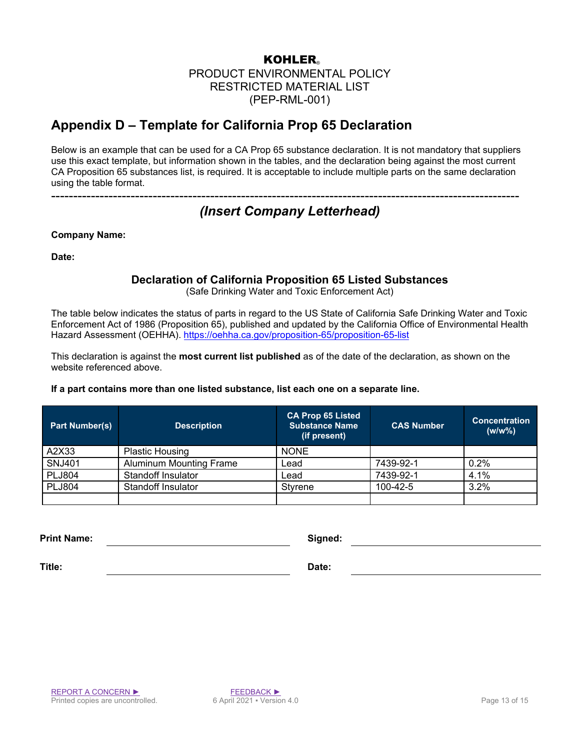KOHLER®
PRODUCT ENVIRONMENTAL POLICY
RESTRICTED MATERIAL LIST
(PEP-RML-001)

## Appendix D – Template for California Prop 65 Declaration

Below is an example that can be used for a CA Prop 65 substance declaration. It is not mandatory that suppliers use this exact template, but information shown in the tables, and the declaration being against the most current CA Proposition 65 substances list, is required. It is acceptable to include multiple parts on the same declaration using the table format.

---------------------------------------------------------------------------------------------------------

### *(Insert Company Letterhead)*

**Company Name:**

**Date:**

### Declaration of California Proposition 65 Listed Substances

(Safe Drinking Water and Toxic Enforcement Act)

The table below indicates the status of parts in regard to the US State of California Safe Drinking Water and Toxic Enforcement Act of 1986 (Proposition 65), published and updated by the California Office of Environmental Health Hazard Assessment (OEHHA). https://oehha.ca.gov/proposition-65/proposition-65-list

This declaration is against the **most current list published** as of the date of the declaration, as shown on the website referenced above.

**If a part contains more than one listed substance, list each one on a separate line.**

| Part Number(s) | Description | CA Prop 65 Listed Substance Name (if present) | CAS Number | Concentration (w/w%) |
|---|---|---|---|---|
| A2X33 | Plastic Housing | NONE | | |
| SNJ401 | Aluminum Mounting Frame | Lead | 7439-92-1 | 0.2% |
| PLJ804 | Standoff Insulator | Lead | 7439-92-1 | 4.1% |
| PLJ804 | Standoff Insulator | Styrene | 100-42-5 | 3.2% |
| | | | | |

**Print Name:** ____________________ **Signed:** ____________________

**Title:** ____________________ **Date:** ____________________

REPORT A CONCERN ►
Printed copies are uncontrolled.

FEEDBACK ►
6 April 2021 • Version 4.0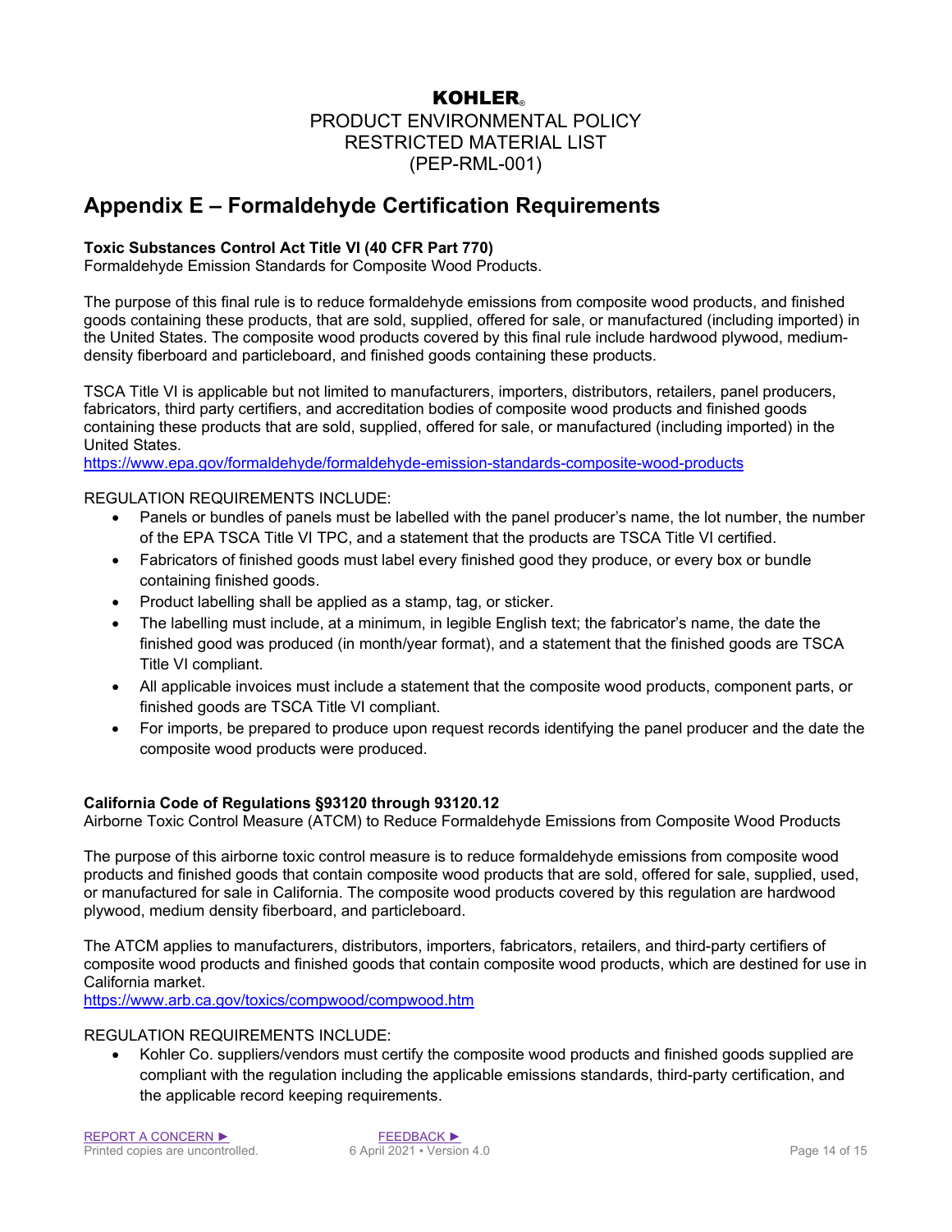## Appendix E – Formaldehyde Certification Requirements

**Toxic Substances Control Act Title VI (40 CFR Part 770)**
Formaldehyde Emission Standards for Composite Wood Products.

The purpose of this final rule is to reduce formaldehyde emissions from composite wood products, and finished goods containing these products, that are sold, supplied, offered for sale, or manufactured (including imported) in the United States. The composite wood products covered by this final rule include hardwood plywood, medium-density fiberboard and particleboard, and finished goods containing these products.

TSCA Title VI is applicable but not limited to manufacturers, importers, distributors, retailers, panel producers, fabricators, third party certifiers, and accreditation bodies of composite wood products and finished goods containing these products that are sold, supplied, offered for sale, or manufactured (including imported) in the United States.
https://www.epa.gov/formaldehyde/formaldehyde-emission-standards-composite-wood-products

REGULATION REQUIREMENTS INCLUDE:

- Panels or bundles of panels must be labelled with the panel producer's name, the lot number, the number of the EPA TSCA Title VI TPC, and a statement that the products are TSCA Title VI certified.
- Fabricators of finished goods must label every finished good they produce, or every box or bundle containing finished goods.
- Product labelling shall be applied as a stamp, tag, or sticker.
- The labelling must include, at a minimum, in legible English text; the fabricator's name, the date the finished good was produced (in month/year format), and a statement that the finished goods are TSCA Title VI compliant.
- All applicable invoices must include a statement that the composite wood products, component parts, or finished goods are TSCA Title VI compliant.
- For imports, be prepared to produce upon request records identifying the panel producer and the date the composite wood products were produced.

**California Code of Regulations §93120 through 93120.12**
Airborne Toxic Control Measure (ATCM) to Reduce Formaldehyde Emissions from Composite Wood Products

The purpose of this airborne toxic control measure is to reduce formaldehyde emissions from composite wood products and finished goods that contain composite wood products that are sold, offered for sale, supplied, used, or manufactured for sale in California. The composite wood products covered by this regulation are hardwood plywood, medium density fiberboard, and particleboard.

The ATCM applies to manufacturers, distributors, importers, fabricators, retailers, and third-party certifiers of composite wood products and finished goods that contain composite wood products, which are destined for use in California market.
https://www.arb.ca.gov/toxics/compwood/compwood.htm

REGULATION REQUIREMENTS INCLUDE:

- Kohler Co. suppliers/vendors must certify the composite wood products and finished goods supplied are compliant with the regulation including the applicable emissions standards, third-party certification, and the applicable record keeping requirements.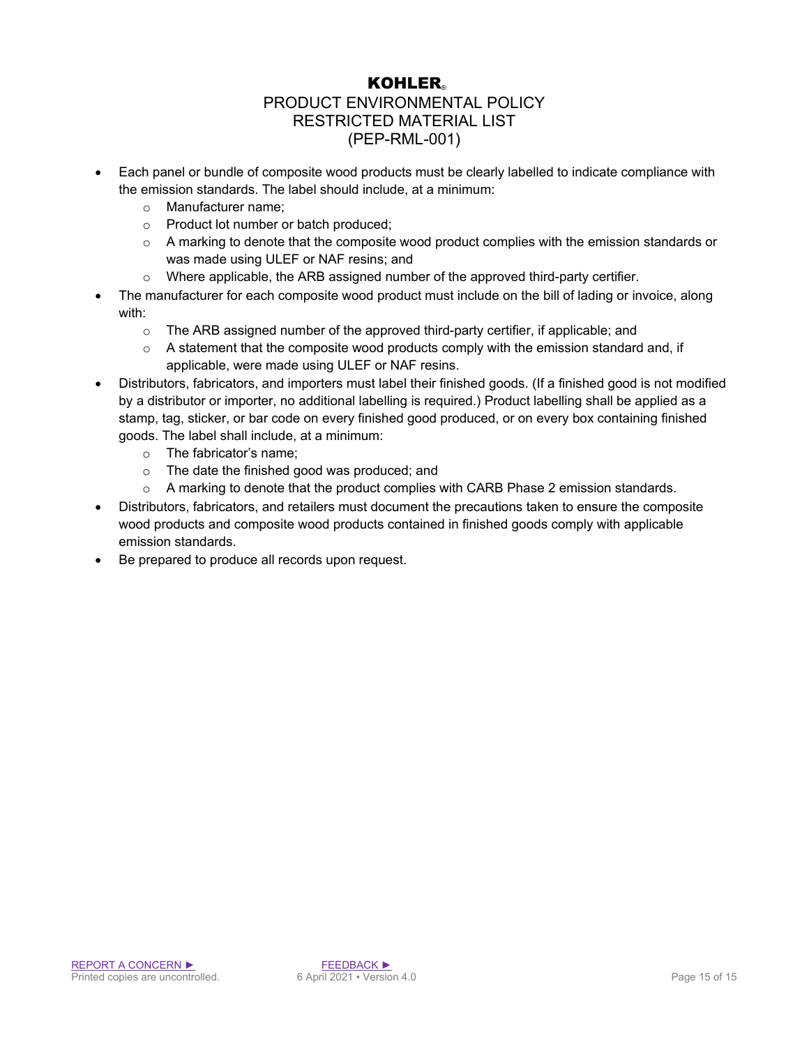- Each panel or bundle of composite wood products must be clearly labelled to indicate compliance with the emission standards. The label should include, at a minimum:
  - Manufacturer name;
  - Product lot number or batch produced;
  - A marking to denote that the composite wood product complies with the emission standards or was made using ULEF or NAF resins; and
  - Where applicable, the ARB assigned number of the approved third-party certifier.
- The manufacturer for each composite wood product must include on the bill of lading or invoice, along with:
  - The ARB assigned number of the approved third-party certifier, if applicable; and
  - A statement that the composite wood products comply with the emission standard and, if applicable, were made using ULEF or NAF resins.
- Distributors, fabricators, and importers must label their finished goods. (If a finished good is not modified by a distributor or importer, no additional labelling is required.) Product labelling shall be applied as a stamp, tag, sticker, or bar code on every finished good produced, or on every box containing finished goods. The label shall include, at a minimum:
  - The fabricator's name;
  - The date the finished good was produced; and
  - A marking to denote that the product complies with CARB Phase 2 emission standards.
- Distributors, fabricators, and retailers must document the precautions taken to ensure the composite wood products and composite wood products contained in finished goods comply with applicable emission standards.
- Be prepared to produce all records upon request.